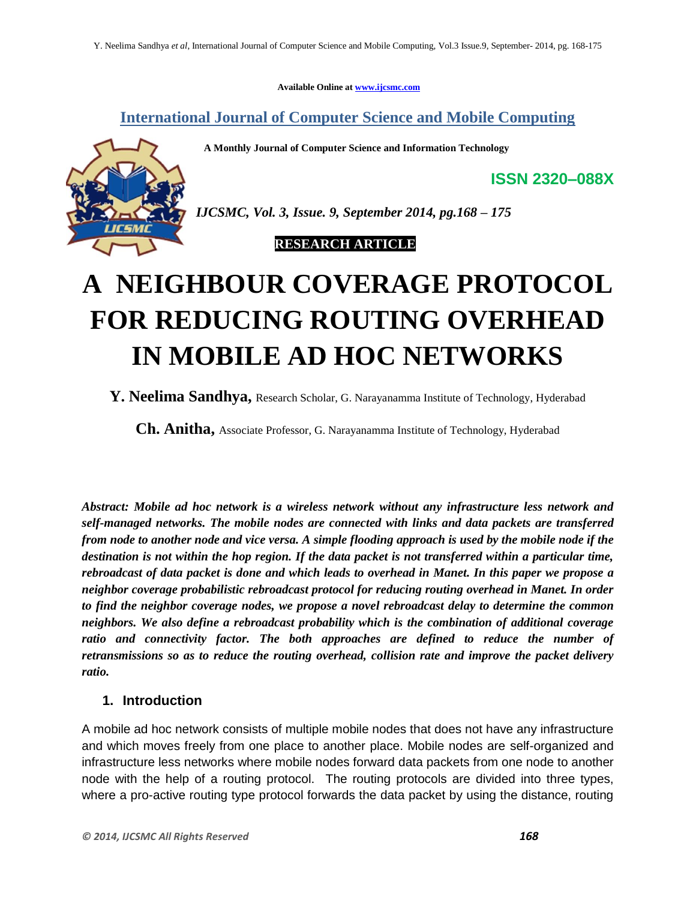Available Online at www.ijcsmc.com

# International Journal of Computer Science and Mobile Computing

**A Monthly Journal of Computer Science and Information Technology**

**ISSN 2320–088X**

***IJCSMC, Vol. 3, Issue. 9, September 2014, pg.168 – 175***

**RESEARCH ARTICLE**

# A NEIGHBOUR COVERAGE PROTOCOL FOR REDUCING ROUTING OVERHEAD IN MOBILE AD HOC NETWORKS

**Y. Neelima Sandhya,** Research Scholar, G. Narayanamma Institute of Technology, Hyderabad

**Ch. Anitha,** Associate Professor, G. Narayanamma Institute of Technology, Hyderabad

***Abstract: Mobile ad hoc network is a wireless network without any infrastructure less network and self-managed networks. The mobile nodes are connected with links and data packets are transferred from node to another node and vice versa. A simple flooding approach is used by the mobile node if the destination is not within the hop region. If the data packet is not transferred within a particular time, rebroadcast of data packet is done and which leads to overhead in Manet. In this paper we propose a neighbor coverage probabilistic rebroadcast protocol for reducing routing overhead in Manet. In order to find the neighbor coverage nodes, we propose a novel rebroadcast delay to determine the common neighbors. We also define a rebroadcast probability which is the combination of additional coverage ratio and connectivity factor. The both approaches are defined to reduce the number of retransmissions so as to reduce the routing overhead, collision rate and improve the packet delivery ratio.***

## 1. Introduction

A mobile ad hoc network consists of multiple mobile nodes that does not have any infrastructure and which moves freely from one place to another place. Mobile nodes are self-organized and infrastructure less networks where mobile nodes forward data packets from one node to another node with the help of a routing protocol. The routing protocols are divided into three types, where a pro-active routing type protocol forwards the data packet by using the distance, routing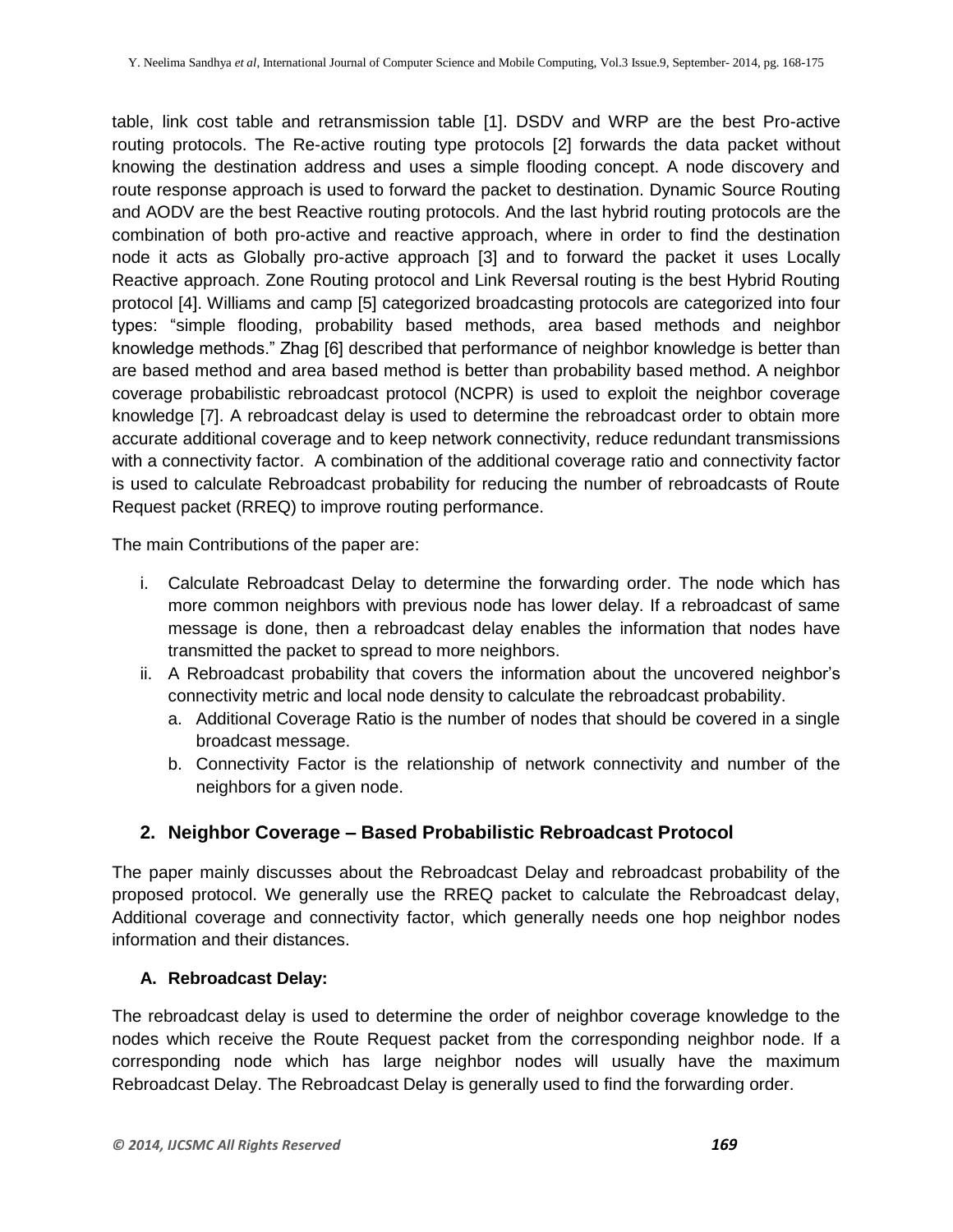table, link cost table and retransmission table [1]. DSDV and WRP are the best Pro-active routing protocols. The Re-active routing type protocols [2] forwards the data packet without knowing the destination address and uses a simple flooding concept. A node discovery and route response approach is used to forward the packet to destination. Dynamic Source Routing and AODV are the best Reactive routing protocols. And the last hybrid routing protocols are the combination of both pro-active and reactive approach, where in order to find the destination node it acts as Globally pro-active approach [3] and to forward the packet it uses Locally Reactive approach. Zone Routing protocol and Link Reversal routing is the best Hybrid Routing protocol [4]. Williams and camp [5] categorized broadcasting protocols are categorized into four types: "simple flooding, probability based methods, area based methods and neighbor knowledge methods." Zhag [6] described that performance of neighbor knowledge is better than are based method and area based method is better than probability based method. A neighbor coverage probabilistic rebroadcast protocol (NCPR) is used to exploit the neighbor coverage knowledge [7]. A rebroadcast delay is used to determine the rebroadcast order to obtain more accurate additional coverage and to keep network connectivity, reduce redundant transmissions with a connectivity factor. A combination of the additional coverage ratio and connectivity factor is used to calculate Rebroadcast probability for reducing the number of rebroadcasts of Route Request packet (RREQ) to improve routing performance.

The main Contributions of the paper are:

i. Calculate Rebroadcast Delay to determine the forwarding order. The node which has more common neighbors with previous node has lower delay. If a rebroadcast of same message is done, then a rebroadcast delay enables the information that nodes have transmitted the packet to spread to more neighbors.
ii. A Rebroadcast probability that covers the information about the uncovered neighbor's connectivity metric and local node density to calculate the rebroadcast probability.
    a. Additional Coverage Ratio is the number of nodes that should be covered in a single broadcast message.
    b. Connectivity Factor is the relationship of network connectivity and number of the neighbors for a given node.

## 2. Neighbor Coverage – Based Probabilistic Rebroadcast Protocol

The paper mainly discusses about the Rebroadcast Delay and rebroadcast probability of the proposed protocol. We generally use the RREQ packet to calculate the Rebroadcast delay, Additional coverage and connectivity factor, which generally needs one hop neighbor nodes information and their distances.

### A. Rebroadcast Delay:

The rebroadcast delay is used to determine the order of neighbor coverage knowledge to the nodes which receive the Route Request packet from the corresponding neighbor node. If a corresponding node which has large neighbor nodes will usually have the maximum Rebroadcast Delay. The Rebroadcast Delay is generally used to find the forwarding order.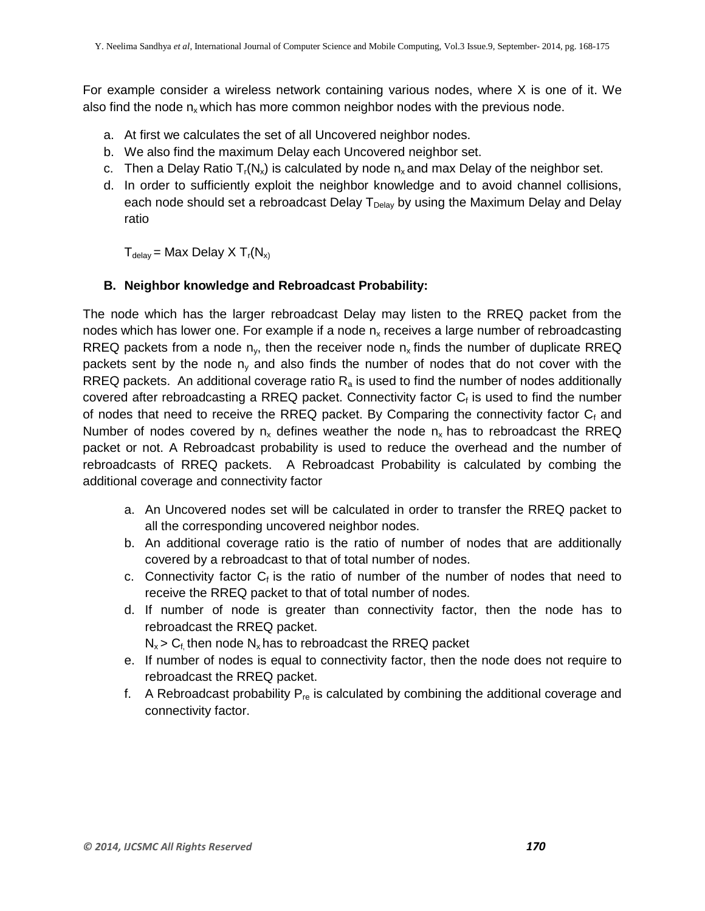For example consider a wireless network containing various nodes, where X is one of it. We also find the node $n_x$ which has more common neighbor nodes with the previous node.

a. At first we calculates the set of all Uncovered neighbor nodes.
b. We also find the maximum Delay each Uncovered neighbor set.
c. Then a Delay Ratio $T_r(N_x)$ is calculated by node $n_x$ and max Delay of the neighbor set.
d. In order to sufficiently exploit the neighbor knowledge and to avoid channel collisions, each node should set a rebroadcast Delay $T_{Delay}$ by using the Maximum Delay and Delay ratio

   $T_{delay}$ = Max Delay X $T_r(N_{x)}$

### B. Neighbor knowledge and Rebroadcast Probability:

The node which has the larger rebroadcast Delay may listen to the RREQ packet from the nodes which has lower one. For example if a node $n_x$ receives a large number of rebroadcasting RREQ packets from a node $n_y$, then the receiver node $n_x$ finds the number of duplicate RREQ packets sent by the node $n_y$ and also finds the number of nodes that do not cover with the RREQ packets. An additional coverage ratio $R_a$ is used to find the number of nodes additionally covered after rebroadcasting a RREQ packet. Connectivity factor $C_f$ is used to find the number of nodes that need to receive the RREQ packet. By Comparing the connectivity factor $C_f$ and Number of nodes covered by $n_x$ defines weather the node $n_x$ has to rebroadcast the RREQ packet or not. A Rebroadcast probability is used to reduce the overhead and the number of rebroadcasts of RREQ packets. A Rebroadcast Probability is calculated by combing the additional coverage and connectivity factor

a. An Uncovered nodes set will be calculated in order to transfer the RREQ packet to all the corresponding uncovered neighbor nodes.
b. An additional coverage ratio is the ratio of number of nodes that are additionally covered by a rebroadcast to that of total number of nodes.
c. Connectivity factor $C_f$ is the ratio of number of the number of nodes that need to receive the RREQ packet to that of total number of nodes.
d. If number of node is greater than connectivity factor, then the node has to rebroadcast the RREQ packet.
   $N_x > C_{f,}$ then node $N_x$ has to rebroadcast the RREQ packet
e. If number of nodes is equal to connectivity factor, then the node does not require to rebroadcast the RREQ packet.
f. A Rebroadcast probability $P_{re}$ is calculated by combining the additional coverage and connectivity factor.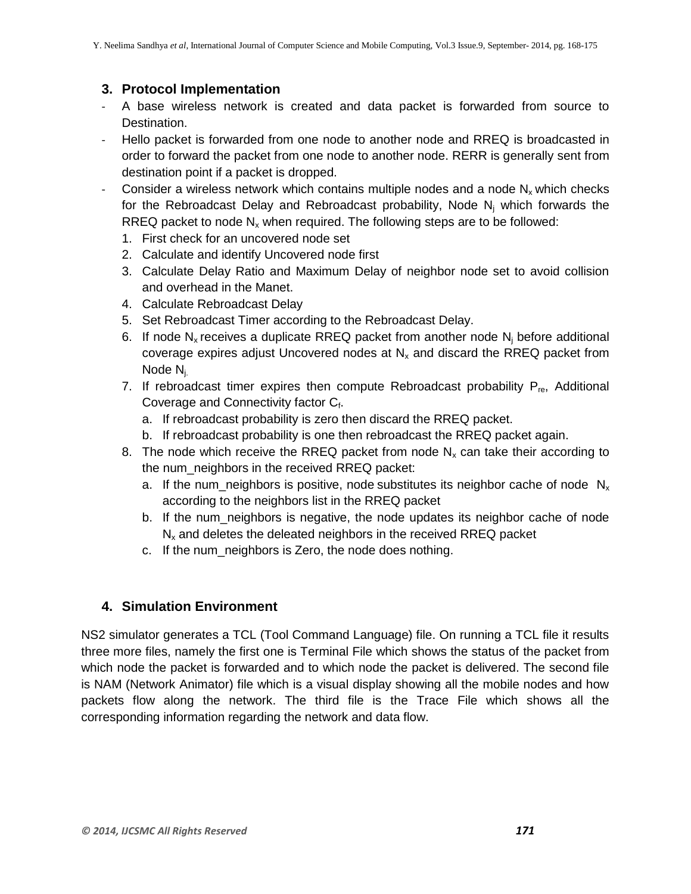## 3. Protocol Implementation

- A base wireless network is created and data packet is forwarded from source to Destination.
- Hello packet is forwarded from one node to another node and RREQ is broadcasted in order to forward the packet from one node to another node. RERR is generally sent from destination point if a packet is dropped.
- Consider a wireless network which contains multiple nodes and a node $N_x$ which checks for the Rebroadcast Delay and Rebroadcast probability, Node $N_j$ which forwards the RREQ packet to node $N_x$ when required. The following steps are to be followed:
  1. First check for an uncovered node set
  2. Calculate and identify Uncovered node first
  3. Calculate Delay Ratio and Maximum Delay of neighbor node set to avoid collision and overhead in the Manet.
  4. Calculate Rebroadcast Delay
  5. Set Rebroadcast Timer according to the Rebroadcast Delay.
  6. If node $N_x$ receives a duplicate RREQ packet from another node $N_j$ before additional coverage expires adjust Uncovered nodes at $N_x$ and discard the RREQ packet from Node $N_j$.
  7. If rebroadcast timer expires then compute Rebroadcast probability $P_{re}$, Additional Coverage and Connectivity factor $C_f$.
     a. If rebroadcast probability is zero then discard the RREQ packet.
     b. If rebroadcast probability is one then rebroadcast the RREQ packet again.
  8. The node which receive the RREQ packet from node $N_x$ can take their according to the num_neighbors in the received RREQ packet:
     a. If the num_neighbors is positive, node substitutes its neighbor cache of node $N_x$ according to the neighbors list in the RREQ packet
     b. If the num_neighbors is negative, the node updates its neighbor cache of node $N_x$ and deletes the deleated neighbors in the received RREQ packet
     c. If the num_neighbors is Zero, the node does nothing.

## 4. Simulation Environment

NS2 simulator generates a TCL (Tool Command Language) file. On running a TCL file it results three more files, namely the first one is Terminal File which shows the status of the packet from which node the packet is forwarded and to which node the packet is delivered. The second file is NAM (Network Animator) file which is a visual display showing all the mobile nodes and how packets flow along the network. The third file is the Trace File which shows all the corresponding information regarding the network and data flow.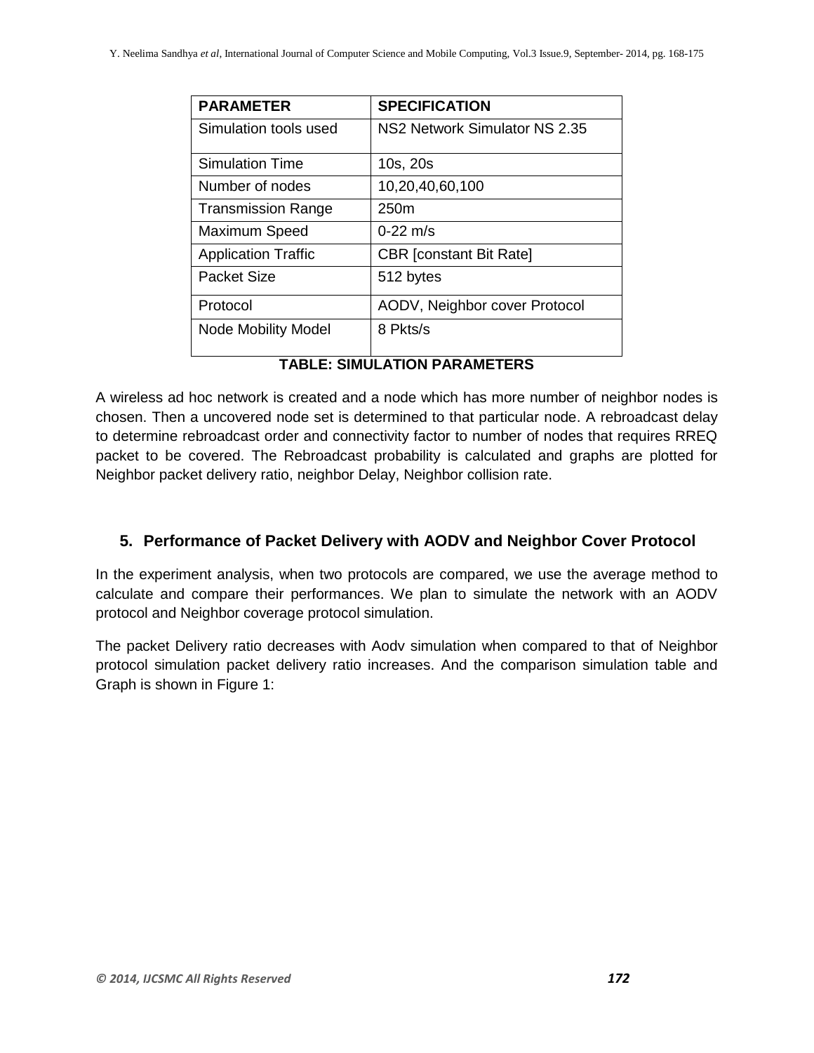| PARAMETER | SPECIFICATION |
| --- | --- |
| Simulation tools used | NS2 Network Simulator NS 2.35 |
| Simulation Time | 10s, 20s |
| Number of nodes | 10,20,40,60,100 |
| Transmission Range | 250m |
| Maximum Speed | 0-22 m/s |
| Application Traffic | CBR [constant Bit Rate] |
| Packet Size | 512 bytes |
| Protocol | AODV, Neighbor cover Protocol |
| Node Mobility Model | 8 Pkts/s |

**TABLE: SIMULATION PARAMETERS**

A wireless ad hoc network is created and a node which has more number of neighbor nodes is chosen. Then a uncovered node set is determined to that particular node. A rebroadcast delay to determine rebroadcast order and connectivity factor to number of nodes that requires RREQ packet to be covered. The Rebroadcast probability is calculated and graphs are plotted for Neighbor packet delivery ratio, neighbor Delay, Neighbor collision rate.

## 5. Performance of Packet Delivery with AODV and Neighbor Cover Protocol

In the experiment analysis, when two protocols are compared, we use the average method to calculate and compare their performances. We plan to simulate the network with an AODV protocol and Neighbor coverage protocol simulation.

The packet Delivery ratio decreases with Aodv simulation when compared to that of Neighbor protocol simulation packet delivery ratio increases. And the comparison simulation table and Graph is shown in Figure 1: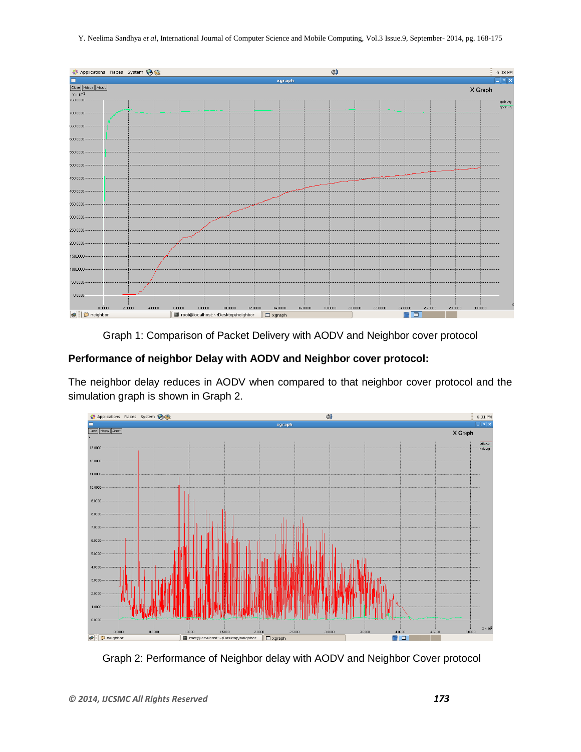Graph 1: Comparison of Packet Delivery with AODV and Neighbor cover protocol

**Performance of neighbor Delay with AODV and Neighbor cover protocol:**

The neighbor delay reduces in AODV when compared to that neighbor cover protocol and the simulation graph is shown in Graph 2.

Graph 2: Performance of Neighbor delay with AODV and Neighbor Cover protocol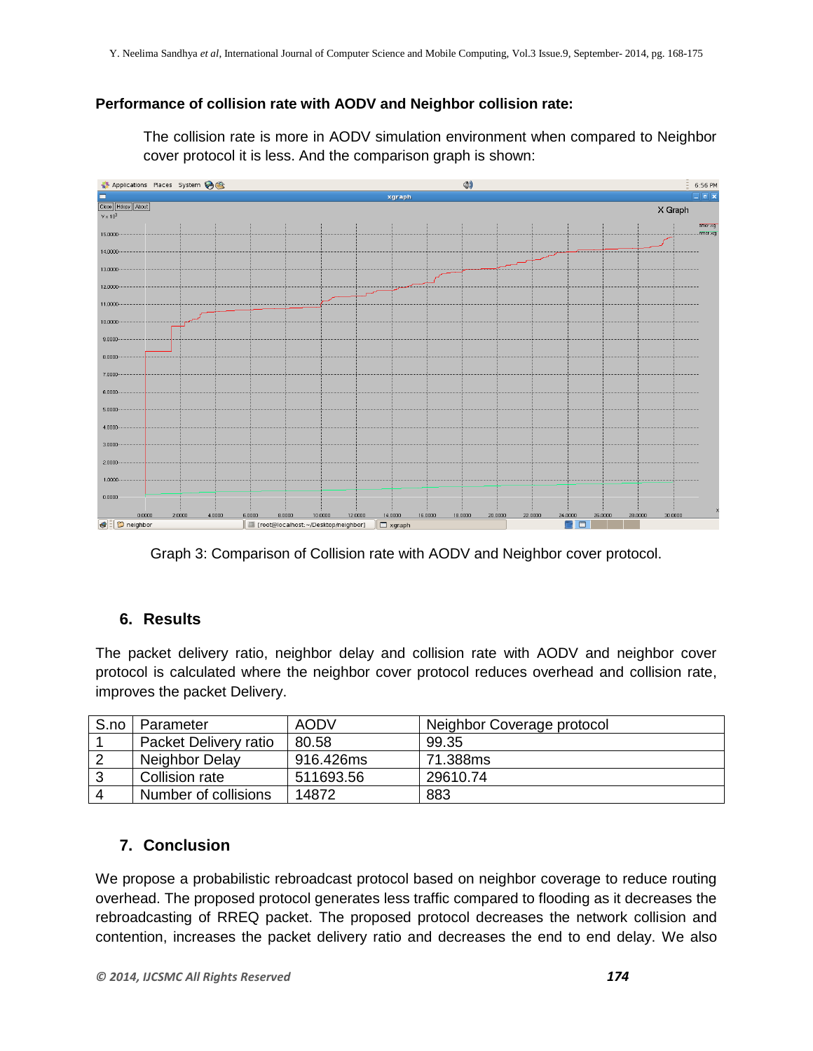**Performance of collision rate with AODV and Neighbor collision rate:**

The collision rate is more in AODV simulation environment when compared to Neighbor cover protocol it is less. And the comparison graph is shown:

Graph 3: Comparison of Collision rate with AODV and Neighbor cover protocol.

## 6. Results

The packet delivery ratio, neighbor delay and collision rate with AODV and neighbor cover protocol is calculated where the neighbor cover protocol reduces overhead and collision rate, improves the packet Delivery.

| S.no | Parameter | AODV | Neighbor Coverage protocol |
|---|---|---|---|
| 1 | Packet Delivery ratio | 80.58 | 99.35 |
| 2 | Neighbor Delay | 916.426ms | 71.388ms |
| 3 | Collision rate | 511693.56 | 29610.74 |
| 4 | Number of collisions | 14872 | 883 |

## 7. Conclusion

We propose a probabilistic rebroadcast protocol based on neighbor coverage to reduce routing overhead. The proposed protocol generates less traffic compared to flooding as it decreases the rebroadcasting of RREQ packet. The proposed protocol decreases the network collision and contention, increases the packet delivery ratio and decreases the end to end delay. We also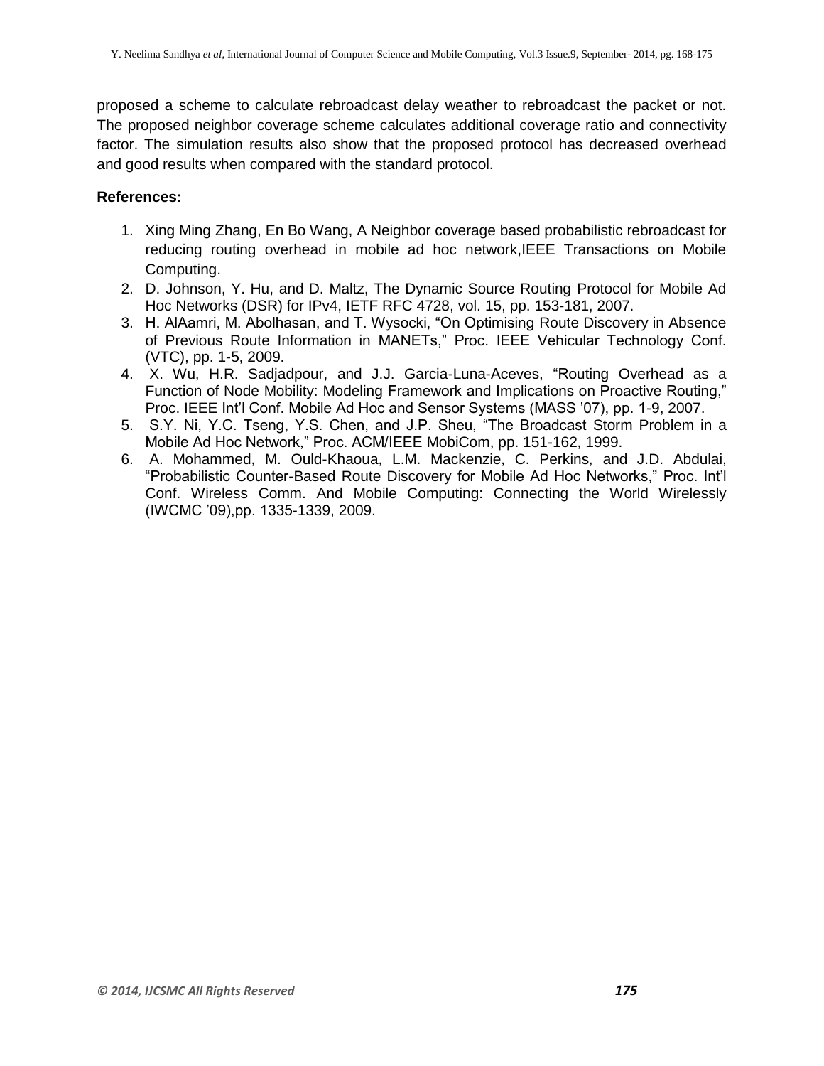proposed a scheme to calculate rebroadcast delay weather to rebroadcast the packet or not. The proposed neighbor coverage scheme calculates additional coverage ratio and connectivity factor. The simulation results also show that the proposed protocol has decreased overhead and good results when compared with the standard protocol.

**References:**

1. Xing Ming Zhang, En Bo Wang, A Neighbor coverage based probabilistic rebroadcast for reducing routing overhead in mobile ad hoc network,IEEE Transactions on Mobile Computing.
2. D. Johnson, Y. Hu, and D. Maltz, The Dynamic Source Routing Protocol for Mobile Ad Hoc Networks (DSR) for IPv4, IETF RFC 4728, vol. 15, pp. 153-181, 2007.
3. H. AlAamri, M. Abolhasan, and T. Wysocki, "On Optimising Route Discovery in Absence of Previous Route Information in MANETs," Proc. IEEE Vehicular Technology Conf. (VTC), pp. 1-5, 2009.
4. X. Wu, H.R. Sadjadpour, and J.J. Garcia-Luna-Aceves, "Routing Overhead as a Function of Node Mobility: Modeling Framework and Implications on Proactive Routing," Proc. IEEE Int'l Conf. Mobile Ad Hoc and Sensor Systems (MASS '07), pp. 1-9, 2007.
5. S.Y. Ni, Y.C. Tseng, Y.S. Chen, and J.P. Sheu, "The Broadcast Storm Problem in a Mobile Ad Hoc Network," Proc. ACM/IEEE MobiCom, pp. 151-162, 1999.
6. A. Mohammed, M. Ould-Khaoua, L.M. Mackenzie, C. Perkins, and J.D. Abdulai, "Probabilistic Counter-Based Route Discovery for Mobile Ad Hoc Networks," Proc. Int'l Conf. Wireless Comm. And Mobile Computing: Connecting the World Wirelessly (IWCMC '09),pp. 1335-1339, 2009.